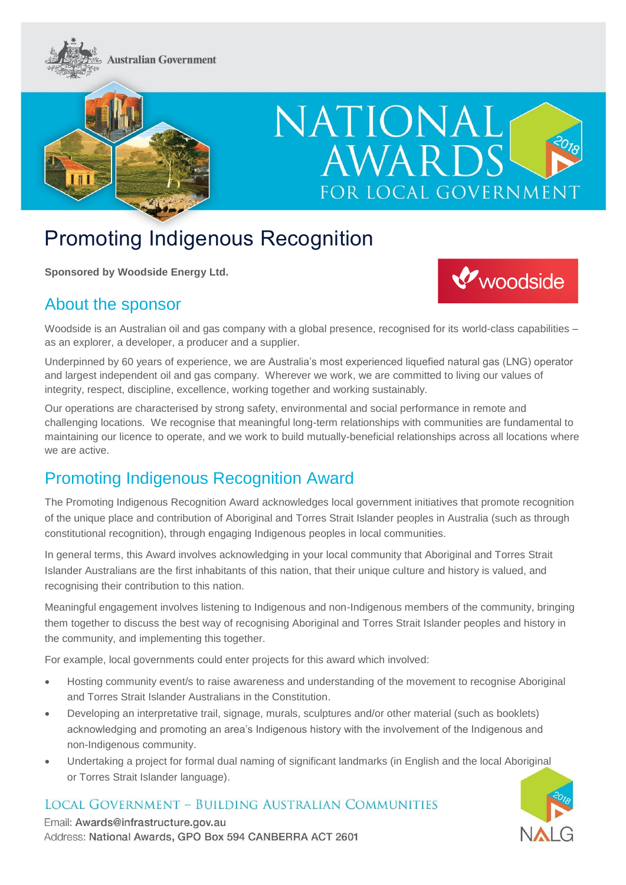Australian Government

# NATIONAL AWARDS FOR LOCAL GOVERNMENT

# Promoting Indigenous Recognition

**Sponsored by Woodside Energy Ltd.**

## About the sponsor

Woodside is an Australian oil and gas company with a global presence, recognised for its world-class capabilities – as an explorer, a developer, a producer and a supplier.

Underpinned by 60 years of experience, we are Australia's most experienced liquefied natural gas (LNG) operator and largest independent oil and gas company. Wherever we work, we are committed to living our values of integrity, respect, discipline, excellence, working together and working sustainably.

Our operations are characterised by strong safety, environmental and social performance in remote and challenging locations. We recognise that meaningful long-term relationships with communities are fundamental to maintaining our licence to operate, and we work to build mutually-beneficial relationships across all locations where we are active.

## Promoting Indigenous Recognition Award

The Promoting Indigenous Recognition Award acknowledges local government initiatives that promote recognition of the unique place and contribution of Aboriginal and Torres Strait Islander peoples in Australia (such as through constitutional recognition), through engaging Indigenous peoples in local communities.

In general terms, this Award involves acknowledging in your local community that Aboriginal and Torres Strait Islander Australians are the first inhabitants of this nation, that their unique culture and history is valued, and recognising their contribution to this nation.

Meaningful engagement involves listening to Indigenous and non-Indigenous members of the community, bringing them together to discuss the best way of recognising Aboriginal and Torres Strait Islander peoples and history in the community, and implementing this together.

For example, local governments could enter projects for this award which involved:

- Hosting community event/s to raise awareness and understanding of the movement to recognise Aboriginal and Torres Strait Islander Australians in the Constitution.
- Developing an interpretative trail, signage, murals, sculptures and/or other material (such as booklets) acknowledging and promoting an area's Indigenous history with the involvement of the Indigenous and non-Indigenous community.
- Undertaking a project for formal dual naming of significant landmarks (in English and the local Aboriginal or Torres Strait Islander language).

LOCAL GOVERNMENT – BUILDING AUSTRALIAN COMMUNITIES

Email: Awards@infrastructure.gov.au
Address: National Awards, GPO Box 594 CANBERRA ACT 2601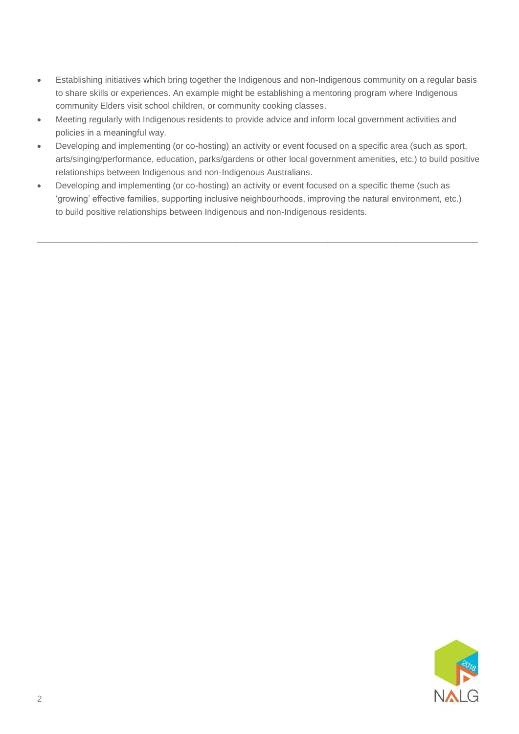- Establishing initiatives which bring together the Indigenous and non-Indigenous community on a regular basis to share skills or experiences. An example might be establishing a mentoring program where Indigenous community Elders visit school children, or community cooking classes.
- Meeting regularly with Indigenous residents to provide advice and inform local government activities and policies in a meaningful way.
- Developing and implementing (or co-hosting) an activity or event focused on a specific area (such as sport, arts/singing/performance, education, parks/gardens or other local government amenities, etc.) to build positive relationships between Indigenous and non-Indigenous Australians.
- Developing and implementing (or co-hosting) an activity or event focused on a specific theme (such as 'growing' effective families, supporting inclusive neighbourhoods, improving the natural environment, etc.) to build positive relationships between Indigenous and non-Indigenous residents.

---